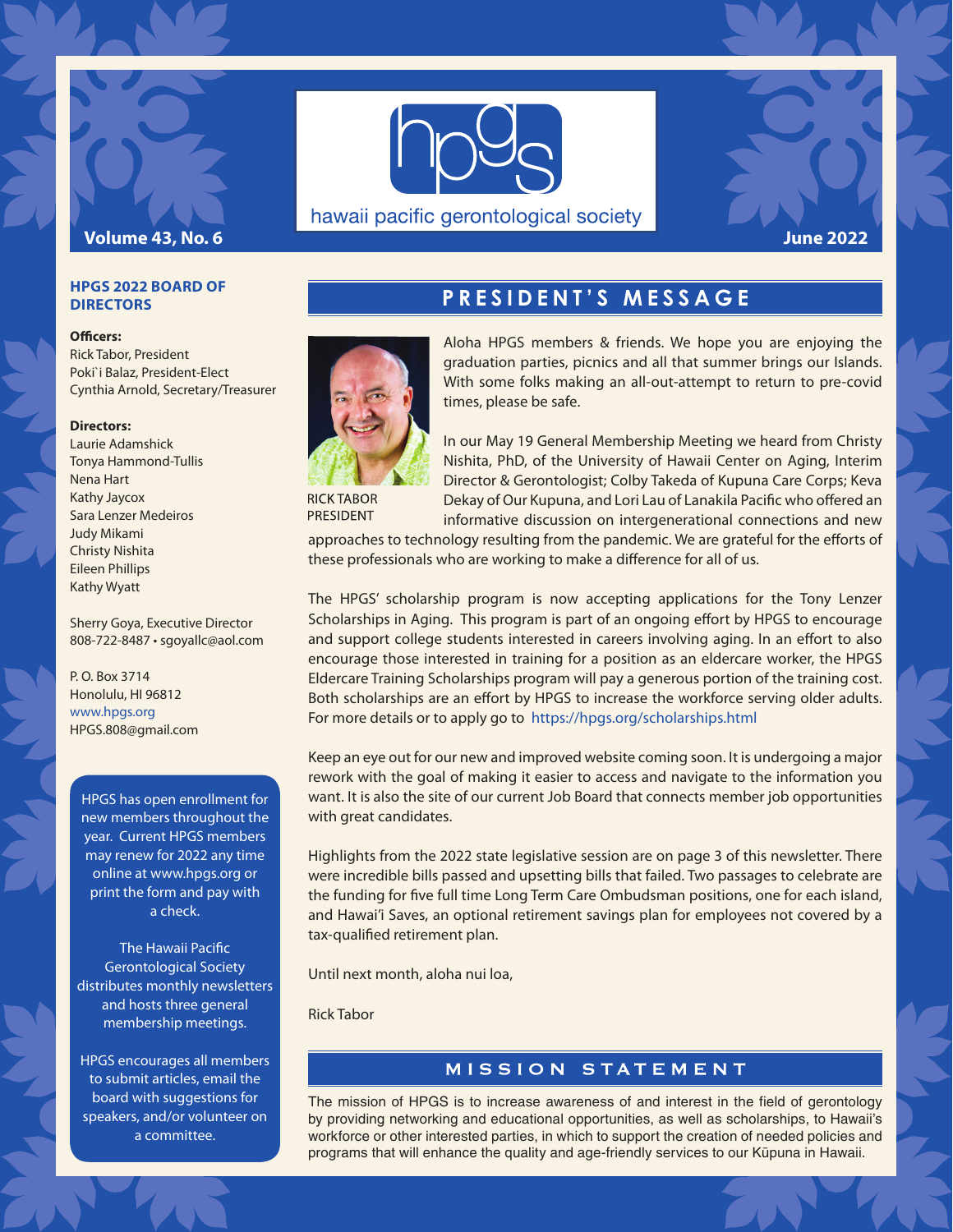# hawaii pacific gerontological society

**Volume 43, No. 6** — **June 2022**

### HPGS 2022 BOARD OF DIRECTORS

**Officers:**
Rick Tabor, President
Poki`i Balaz, President-Elect
Cynthia Arnold, Secretary/Treasurer

**Directors:**
Laurie Adamshick
Tonya Hammond-Tullis
Nena Hart
Kathy Jaycox
Sara Lenzer Medeiros
Judy Mikami
Christy Nishita
Eileen Phillips
Kathy Wyatt

Sherry Goya, Executive Director
808-722-8487 • sgoyallc@aol.com

P. O. Box 3714
Honolulu, HI 96812
www.hpgs.org
HPGS.808@gmail.com

HPGS has open enrollment for new members throughout the year. Current HPGS members may renew for 2022 any time online at www.hpgs.org or print the form and pay with a check.

The Hawaii Pacific Gerontological Society distributes monthly newsletters and hosts three general membership meetings.

HPGS encourages all members to submit articles, email the board with suggestions for speakers, and/or volunteer on a committee.

## PRESIDENT'S MESSAGE

RICK TABOR
PRESIDENT

Aloha HPGS members & friends. We hope you are enjoying the graduation parties, picnics and all that summer brings our Islands. With some folks making an all-out-attempt to return to pre-covid times, please be safe.

In our May 19 General Membership Meeting we heard from Christy Nishita, PhD, of the University of Hawaii Center on Aging, Interim Director & Gerontologist; Colby Takeda of Kupuna Care Corps; Keva Dekay of Our Kupuna, and Lori Lau of Lanakila Pacific who offered an informative discussion on intergenerational connections and new approaches to technology resulting from the pandemic. We are grateful for the efforts of these professionals who are working to make a difference for all of us.

The HPGS' scholarship program is now accepting applications for the Tony Lenzer Scholarships in Aging. This program is part of an ongoing effort by HPGS to encourage and support college students interested in careers involving aging. In an effort to also encourage those interested in training for a position as an eldercare worker, the HPGS Eldercare Training Scholarships program will pay a generous portion of the training cost. Both scholarships are an effort by HPGS to increase the workforce serving older adults. For more details or to apply go to https://hpgs.org/scholarships.html

Keep an eye out for our new and improved website coming soon. It is undergoing a major rework with the goal of making it easier to access and navigate to the information you want. It is also the site of our current Job Board that connects member job opportunities with great candidates.

Highlights from the 2022 state legislative session are on page 3 of this newsletter. There were incredible bills passed and upsetting bills that failed. Two passages to celebrate are the funding for five full time Long Term Care Ombudsman positions, one for each island, and Hawai'i Saves, an optional retirement savings plan for employees not covered by a tax-qualified retirement plan.

Until next month, aloha nui loa,

Rick Tabor

## MISSION STATEMENT

The mission of HPGS is to increase awareness of and interest in the field of gerontology by providing networking and educational opportunities, as well as scholarships, to Hawaii's workforce or other interested parties, in which to support the creation of needed policies and programs that will enhance the quality and age-friendly services to our Kūpuna in Hawaii.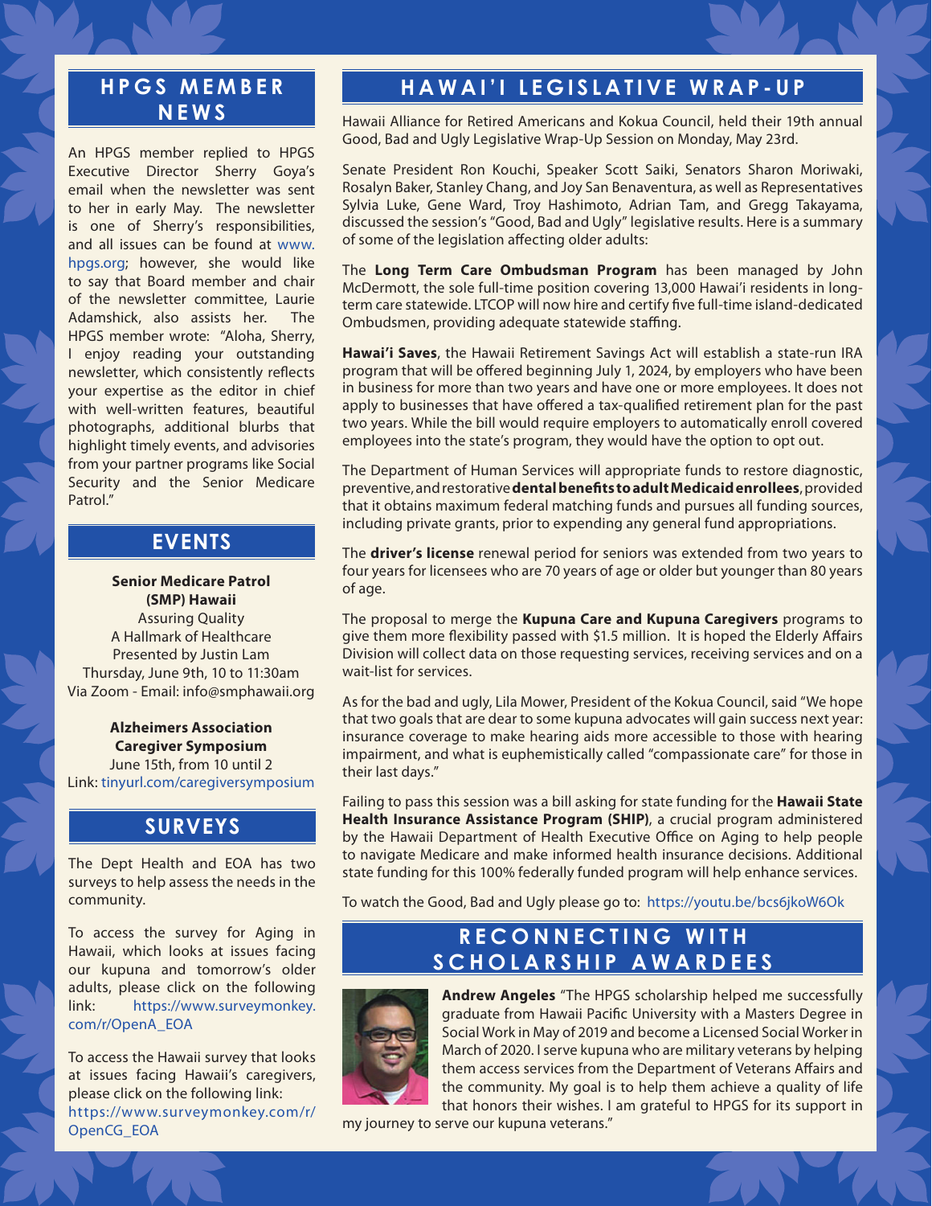## HPGS MEMBER NEWS

An HPGS member replied to HPGS Executive Director Sherry Goya's email when the newsletter was sent to her in early May. The newsletter is one of Sherry's responsibilities, and all issues can be found at www.hpgs.org; however, she would like to say that Board member and chair of the newsletter committee, Laurie Adamshick, also assists her. The HPGS member wrote: "Aloha, Sherry, I enjoy reading your outstanding newsletter, which consistently reflects your expertise as the editor in chief with well-written features, beautiful photographs, additional blurbs that highlight timely events, and advisories from your partner programs like Social Security and the Senior Medicare Patrol."

## EVENTS

**Senior Medicare Patrol (SMP) Hawaii**
Assuring Quality
A Hallmark of Healthcare
Presented by Justin Lam
Thursday, June 9th, 10 to 11:30am
Via Zoom - Email: info@smphawaii.org

**Alzheimers Association Caregiver Symposium**
June 15th, from 10 until 2
Link: tinyurl.com/caregiversymposium

## SURVEYS

The Dept Health and EOA has two surveys to help assess the needs in the community.

To access the survey for Aging in Hawaii, which looks at issues facing our kupuna and tomorrow's older adults, please click on the following link: https://www.surveymonkey.com/r/OpenA_EOA

To access the Hawaii survey that looks at issues facing Hawaii's caregivers, please click on the following link: https://www.surveymonkey.com/r/OpenCG_EOA

## HAWAI'I LEGISLATIVE WRAP-UP

Hawaii Alliance for Retired Americans and Kokua Council, held their 19th annual Good, Bad and Ugly Legislative Wrap-Up Session on Monday, May 23rd.

Senate President Ron Kouchi, Speaker Scott Saiki, Senators Sharon Moriwaki, Rosalyn Baker, Stanley Chang, and Joy San Benaventura, as well as Representatives Sylvia Luke, Gene Ward, Troy Hashimoto, Adrian Tam, and Gregg Takayama, discussed the session's "Good, Bad and Ugly" legislative results. Here is a summary of some of the legislation affecting older adults:

The **Long Term Care Ombudsman Program** has been managed by John McDermott, the sole full-time position covering 13,000 Hawai'i residents in long-term care statewide. LTCOP will now hire and certify five full-time island-dedicated Ombudsmen, providing adequate statewide staffing.

**Hawai'i Saves**, the Hawaii Retirement Savings Act will establish a state-run IRA program that will be offered beginning July 1, 2024, by employers who have been in business for more than two years and have one or more employees. It does not apply to businesses that have offered a tax-qualified retirement plan for the past two years. While the bill would require employers to automatically enroll covered employees into the state's program, they would have the option to opt out.

The Department of Human Services will appropriate funds to restore diagnostic, preventive, and restorative **dental benefits to adult Medicaid enrollees**, provided that it obtains maximum federal matching funds and pursues all funding sources, including private grants, prior to expending any general fund appropriations.

The **driver's license** renewal period for seniors was extended from two years to four years for licensees who are 70 years of age or older but younger than 80 years of age.

The proposal to merge the **Kupuna Care and Kupuna Caregivers** programs to give them more flexibility passed with $1.5 million. It is hoped the Elderly Affairs Division will collect data on those requesting services, receiving services and on a wait-list for services.

As for the bad and ugly, Lila Mower, President of the Kokua Council, said "We hope that two goals that are dear to some kupuna advocates will gain success next year: insurance coverage to make hearing aids more accessible to those with hearing impairment, and what is euphemistically called "compassionate care" for those in their last days."

Failing to pass this session was a bill asking for state funding for the **Hawaii State Health Insurance Assistance Program (SHIP)**, a crucial program administered by the Hawaii Department of Health Executive Office on Aging to help people to navigate Medicare and make informed health insurance decisions. Additional state funding for this 100% federally funded program will help enhance services.

To watch the Good, Bad and Ugly please go to: https://youtu.be/bcs6jkoW6Ok

## RECONNECTING WITH SCHOLARSHIP AWARDEES

**Andrew Angeles** "The HPGS scholarship helped me successfully graduate from Hawaii Pacific University with a Masters Degree in Social Work in May of 2019 and become a Licensed Social Worker in March of 2020. I serve kupuna who are military veterans by helping them access services from the Department of Veterans Affairs and the community. My goal is to help them achieve a quality of life that honors their wishes. I am grateful to HPGS for its support in my journey to serve our kupuna veterans."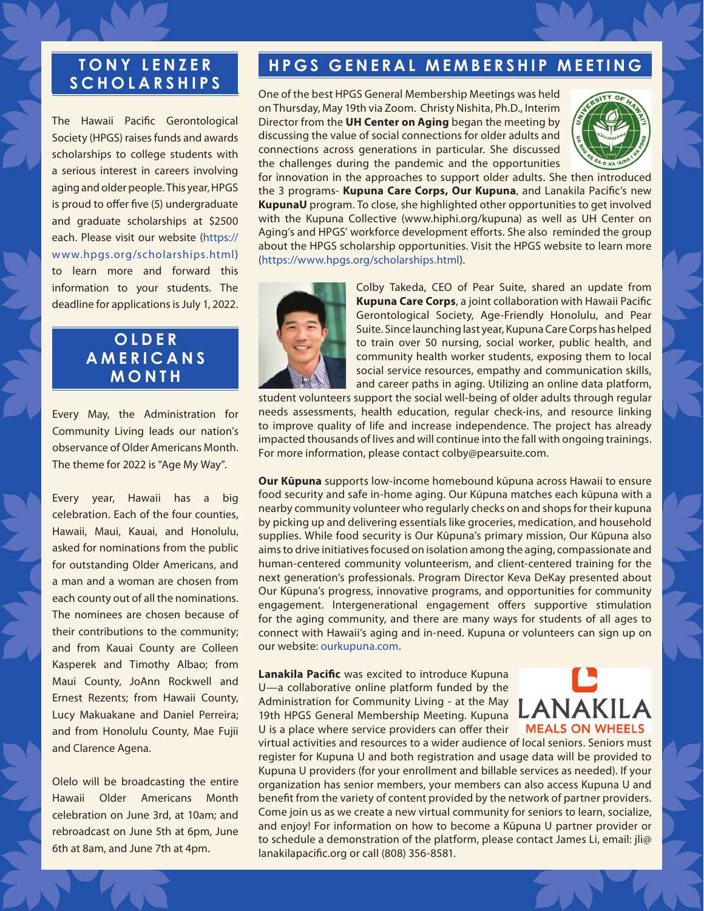## TONY LENZER SCHOLARSHIPS

The Hawaii Pacific Gerontological Society (HPGS) raises funds and awards scholarships to college students with a serious interest in careers involving aging and older people. This year, HPGS is proud to offer five (5) undergraduate and graduate scholarships at $2500 each. Please visit our website (https://www.hpgs.org/scholarships.html) to learn more and forward this information to your students. The deadline for applications is July 1, 2022.

## OLDER AMERICANS MONTH

Every May, the Administration for Community Living leads our nation's observance of Older Americans Month. The theme for 2022 is "Age My Way".

Every year, Hawaii has a big celebration. Each of the four counties, Hawaii, Maui, Kauai, and Honolulu, asked for nominations from the public for outstanding Older Americans, and a man and a woman are chosen from each county out of all the nominations. The nominees are chosen because of their contributions to the community; and from Kauai County are Colleen Kasperek and Timothy Albao; from Maui County, JoAnn Rockwell and Ernest Rezents; from Hawaii County, Lucy Makuakane and Daniel Perreira; and from Honolulu County, Mae Fujii and Clarence Agena.

Olelo will be broadcasting the entire Hawaii Older Americans Month celebration on June 3rd, at 10am; and rebroadcast on June 5th at 6pm, June 6th at 8am, and June 7th at 4pm.

## HPGS GENERAL MEMBERSHIP MEETING

One of the best HPGS General Membership Meetings was held on Thursday, May 19th via Zoom. Christy Nishita, Ph.D., Interim Director from the **UH Center on Aging** began the meeting by discussing the value of social connections for older adults and connections across generations in particular. She discussed the challenges during the pandemic and the opportunities for innovation in the approaches to support older adults. She then introduced the 3 programs- **Kupuna Care Corps, Our Kupuna**, and Lanakila Pacific's new **KupunaU** program. To close, she highlighted other opportunities to get involved with the Kupuna Collective (www.hiphi.org/kupuna) as well as UH Center on Aging's and HPGS' workforce development efforts. She also reminded the group about the HPGS scholarship opportunities. Visit the HPGS website to learn more (https://www.hpgs.org/scholarships.html).

Colby Takeda, CEO of Pear Suite, shared an update from **Kupuna Care Corps**, a joint collaboration with Hawaii Pacific Gerontological Society, Age-Friendly Honolulu, and Pear Suite. Since launching last year, Kupuna Care Corps has helped to train over 50 nursing, social worker, public health, and community health worker students, exposing them to local social service resources, empathy and communication skills, and career paths in aging. Utilizing an online data platform, student volunteers support the social well-being of older adults through regular needs assessments, health education, regular check-ins, and resource linking to improve quality of life and increase independence. The project has already impacted thousands of lives and will continue into the fall with ongoing trainings. For more information, please contact colby@pearsuite.com.

**Our Kūpuna** supports low-income homebound kūpuna across Hawaii to ensure food security and safe in-home aging. Our Kūpuna matches each kūpuna with a nearby community volunteer who regularly checks on and shops for their kupuna by picking up and delivering essentials like groceries, medication, and household supplies. While food security is Our Kūpuna's primary mission, Our Kūpuna also aims to drive initiatives focused on isolation among the aging, compassionate and human-centered community volunteerism, and client-centered training for the next generation's professionals. Program Director Keva DeKay presented about Our Kūpuna's progress, innovative programs, and opportunities for community engagement. Intergenerational engagement offers supportive stimulation for the aging community, and there are many ways for students of all ages to connect with Hawaii's aging and in-need. Kupuna or volunteers can sign up on our website: ourkupuna.com.

**Lanakila Pacific** was excited to introduce Kupuna U—a collaborative online platform funded by the Administration for Community Living - at the May 19th HPGS General Membership Meeting. Kupuna U is a place where service providers can offer their virtual activities and resources to a wider audience of local seniors. Seniors must register for Kupuna U and both registration and usage data will be provided to Kupuna U providers (for your enrollment and billable services as needed). If your organization has senior members, your members can also access Kupuna U and benefit from the variety of content provided by the network of partner providers. Come join us as we create a new virtual community for seniors to learn, socialize, and enjoy! For information on how to become a Kūpuna U partner provider or to schedule a demonstration of the platform, please contact James Li, email: jli@lanakilapacific.org or call (808) 356-8581.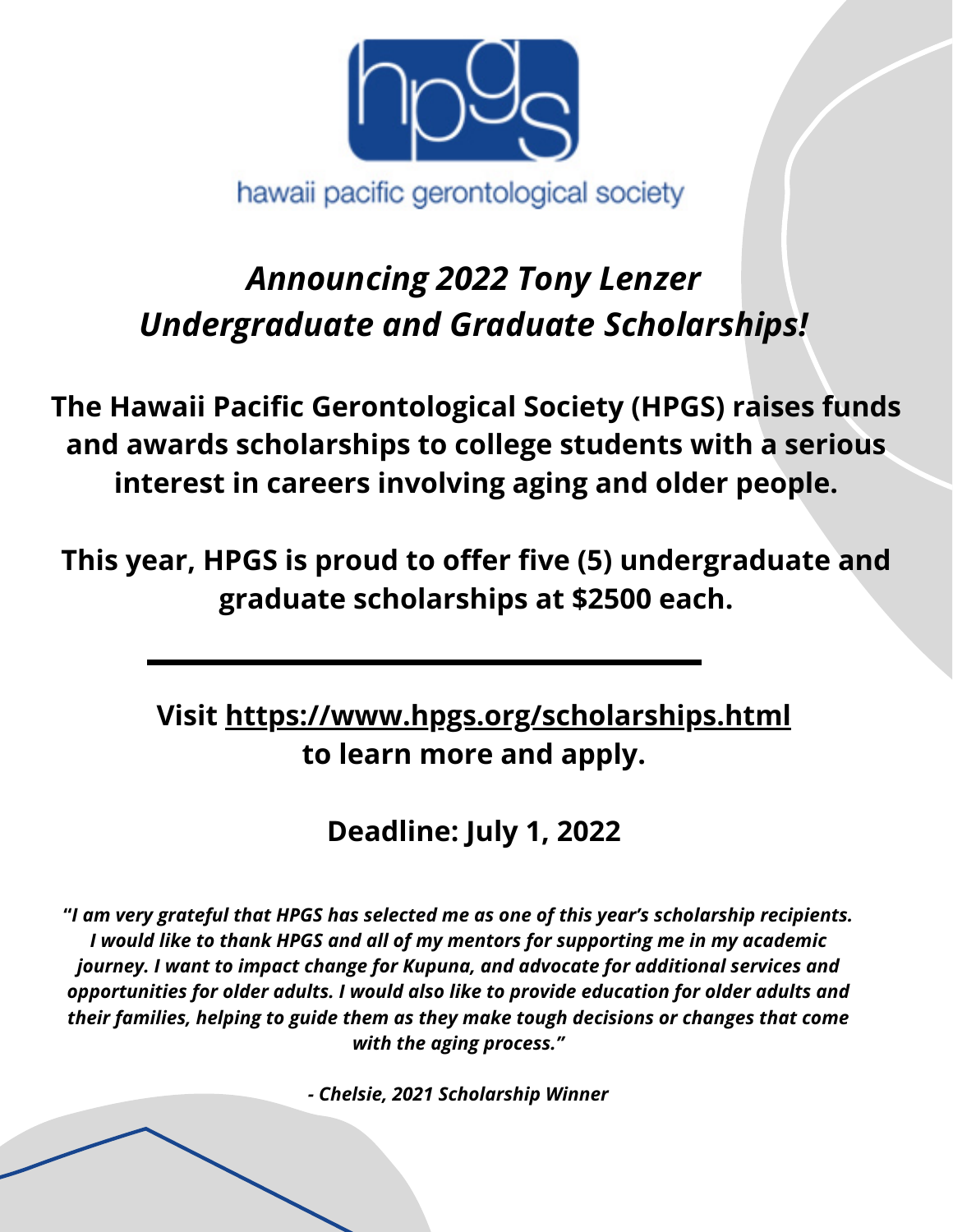hpgs

hawaii pacific gerontological society

# *Announcing 2022 Tony Lenzer Undergraduate and Graduate Scholarships!*

**The Hawaii Pacific Gerontological Society (HPGS) raises funds and awards scholarships to college students with a serious interest in careers involving aging and older people.**

**This year, HPGS is proud to offer five (5) undergraduate and graduate scholarships at $2500 each.**

---

**Visit https://www.hpgs.org/scholarships.html to learn more and apply.**

**Deadline: July 1, 2022**

***"I am very grateful that HPGS has selected me as one of this year's scholarship recipients. I would like to thank HPGS and all of my mentors for supporting me in my academic journey. I want to impact change for Kupuna, and advocate for additional services and opportunities for older adults. I would also like to provide education for older adults and their families, helping to guide them as they make tough decisions or changes that come with the aging process."***

***- Chelsie, 2021 Scholarship Winner***